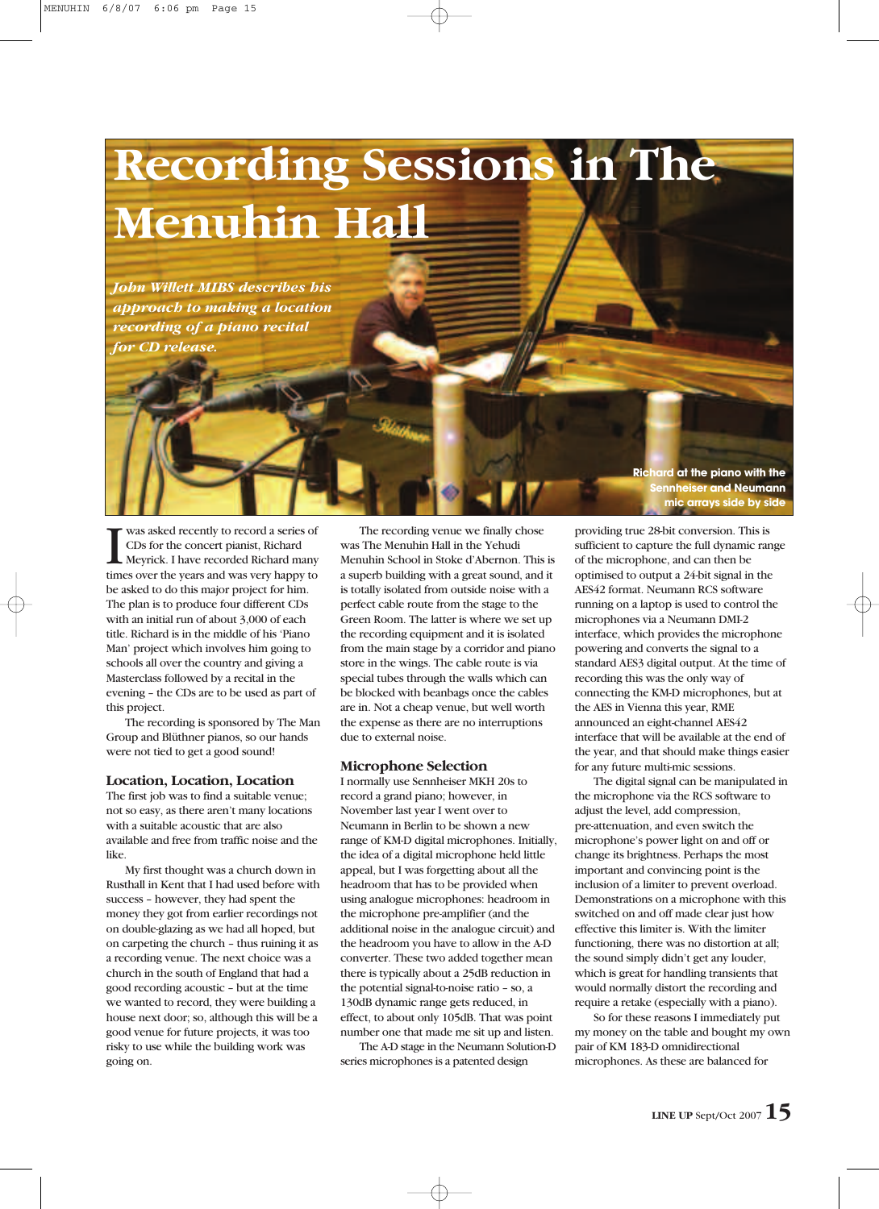# Recording Sessions in The Menuhin Hall

***John Willett MIBS describes his approach to making a location recording of a piano recital for CD release.***

Richard at the piano with the Sennheiser and Neumann mic arrays side by side

I was asked recently to record a series of CDs for the concert pianist, Richard Meyrick. I have recorded Richard many times over the years and was very happy to be asked to do this major project for him. The plan is to produce four different CDs with an initial run of about 3,000 of each title. Richard is in the middle of his 'Piano Man' project which involves him going to schools all over the country and giving a Masterclass followed by a recital in the evening – the CDs are to be used as part of this project.

The recording is sponsored by The Man Group and Blüthner pianos, so our hands were not tied to get a good sound!

## Location, Location, Location

The first job was to find a suitable venue; not so easy, as there aren't many locations with a suitable acoustic that are also available and free from traffic noise and the like.

My first thought was a church down in Rusthall in Kent that I had used before with success – however, they had spent the money they got from earlier recordings not on double-glazing as we had all hoped, but on carpeting the church – thus ruining it as a recording venue. The next choice was a church in the south of England that had a good recording acoustic – but at the time we wanted to record, they were building a house next door; so, although this will be a good venue for future projects, it was too risky to use while the building work was going on.

The recording venue we finally chose was The Menuhin Hall in the Yehudi Menuhin School in Stoke d'Abernon. This is a superb building with a great sound, and it is totally isolated from outside noise with a perfect cable route from the stage to the Green Room. The latter is where we set up the recording equipment and it is isolated from the main stage by a corridor and piano store in the wings. The cable route is via special tubes through the walls which can be blocked with beanbags once the cables are in. Not a cheap venue, but well worth the expense as there are no interruptions due to external noise.

## Microphone Selection

I normally use Sennheiser MKH 20s to record a grand piano; however, in November last year I went over to Neumann in Berlin to be shown a new range of KM-D digital microphones. Initially, the idea of a digital microphone held little appeal, but I was forgetting about all the headroom that has to be provided when using analogue microphones: headroom in the microphone pre-amplifier (and the additional noise in the analogue circuit) and the headroom you have to allow in the A-D converter. These two added together mean there is typically about a 25dB reduction in the potential signal-to-noise ratio – so, a 130dB dynamic range gets reduced, in effect, to about only 105dB. That was point number one that made me sit up and listen.

The A-D stage in the Neumann Solution-D series microphones is a patented design providing true 28-bit conversion. This is sufficient to capture the full dynamic range of the microphone, and can then be optimised to output a 24-bit signal in the AES42 format. Neumann RCS software running on a laptop is used to control the microphones via a Neumann DMI-2 interface, which provides the microphone powering and converts the signal to a standard AES3 digital output. At the time of recording this was the only way of connecting the KM-D microphones, but at the AES in Vienna this year, RME announced an eight-channel AES42 interface that will be available at the end of the year, and that should make things easier for any future multi-mic sessions.

The digital signal can be manipulated in the microphone via the RCS software to adjust the level, add compression, pre-attenuation, and even switch the microphone's power light on and off or change its brightness. Perhaps the most important and convincing point is the inclusion of a limiter to prevent overload. Demonstrations on a microphone with this switched on and off made clear just how effective this limiter is. With the limiter functioning, there was no distortion at all; the sound simply didn't get any louder, which is great for handling transients that would normally distort the recording and require a retake (especially with a piano).

So for these reasons I immediately put my money on the table and bought my own pair of KM 183-D omnidirectional microphones. As these are balanced for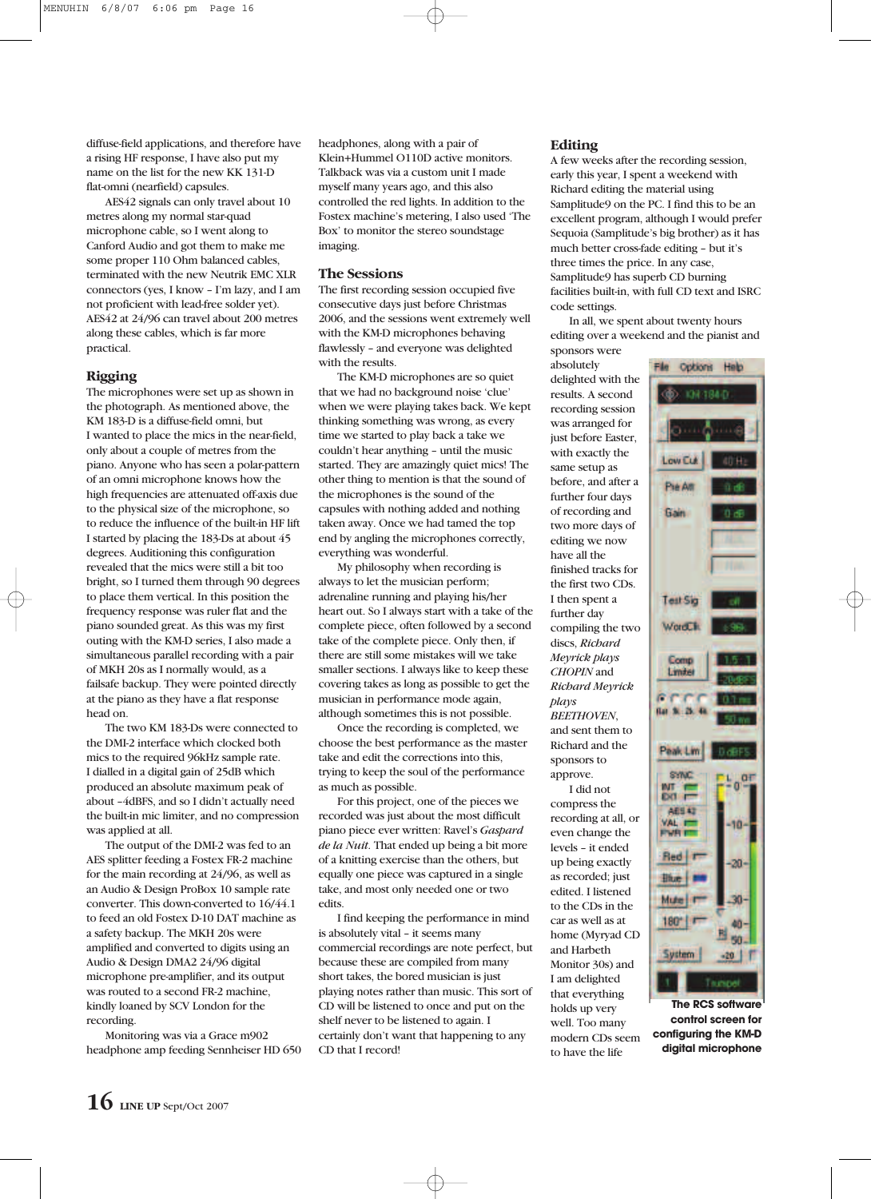diffuse-field applications, and therefore have a rising HF response, I have also put my name on the list for the new KK 131-D flat-omni (nearfield) capsules.

AES42 signals can only travel about 10 metres along my normal star-quad microphone cable, so I went along to Canford Audio and got them to make me some proper 110 Ohm balanced cables, terminated with the new Neutrik EMC XLR connectors (yes, I know – I'm lazy, and I am not proficient with lead-free solder yet). AES42 at 24/96 can travel about 200 metres along these cables, which is far more practical.

## Rigging

The microphones were set up as shown in the photograph. As mentioned above, the KM 183-D is a diffuse-field omni, but I wanted to place the mics in the near-field, only about a couple of metres from the piano. Anyone who has seen a polar-pattern of an omni microphone knows how the high frequencies are attenuated off-axis due to the physical size of the microphone, so to reduce the influence of the built-in HF lift I started by placing the 183-Ds at about 45 degrees. Auditioning this configuration revealed that the mics were still a bit too bright, so I turned them through 90 degrees to place them vertical. In this position the frequency response was ruler flat and the piano sounded great. As this was my first outing with the KM-D series, I also made a simultaneous parallel recording with a pair of MKH 20s as I normally would, as a failsafe backup. They were pointed directly at the piano as they have a flat response head on.

The two KM 183-Ds were connected to the DMI-2 interface which clocked both mics to the required 96kHz sample rate. I dialled in a digital gain of 25dB which produced an absolute maximum peak of about –4dBFS, and so I didn't actually need the built-in mic limiter, and no compression was applied at all.

The output of the DMI-2 was fed to an AES splitter feeding a Fostex FR-2 machine for the main recording at 24/96, as well as an Audio & Design ProBox 10 sample rate converter. This down-converted to 16/44.1 to feed an old Fostex D-10 DAT machine as a safety backup. The MKH 20s were amplified and converted to digits using an Audio & Design DMA2 24/96 digital microphone pre-amplifier, and its output was routed to a second FR-2 machine, kindly loaned by SCV London for the recording.

Monitoring was via a Grace m902 headphone amp feeding Sennheiser HD 650 headphones, along with a pair of Klein+Hummel O110D active monitors. Talkback was via a custom unit I made myself many years ago, and this also controlled the red lights. In addition to the Fostex machine's metering, I also used 'The Box' to monitor the stereo soundstage imaging.

## The Sessions

The first recording session occupied five consecutive days just before Christmas 2006, and the sessions went extremely well with the KM-D microphones behaving flawlessly – and everyone was delighted with the results.

The KM-D microphones are so quiet that we had no background noise 'clue' when we were playing takes back. We kept thinking something was wrong, as every time we started to play back a take we couldn't hear anything – until the music started. They are amazingly quiet mics! The other thing to mention is that the sound of the microphones is the sound of the capsules with nothing added and nothing taken away. Once we had tamed the top end by angling the microphones correctly, everything was wonderful.

My philosophy when recording is always to let the musician perform; adrenaline running and playing his/her heart out. So I always start with a take of the complete piece, often followed by a second take of the complete piece. Only then, if there are still some mistakes will we take smaller sections. I always like to keep these covering takes as long as possible to get the musician in performance mode again, although sometimes this is not possible.

Once the recording is completed, we choose the best performance as the master take and edit the corrections into this, trying to keep the soul of the performance as much as possible.

For this project, one of the pieces we recorded was just about the most difficult piano piece ever written: Ravel's *Gaspard de la Nuit*. That ended up being a bit more of a knitting exercise than the others, but equally one piece was captured in a single take, and most only needed one or two edits.

I find keeping the performance in mind is absolutely vital – it seems many commercial recordings are note perfect, but because these are compiled from many short takes, the bored musician is just playing notes rather than music. This sort of CD will be listened to once and put on the shelf never to be listened to again. I certainly don't want that happening to any CD that I record!

## Editing

A few weeks after the recording session, early this year, I spent a weekend with Richard editing the material using Samplitude9 on the PC. I find this to be an excellent program, although I would prefer Sequoia (Samplitude's big brother) as it has much better cross-fade editing – but it's three times the price. In any case, Samplitude9 has superb CD burning facilities built-in, with full CD text and ISRC code settings.

In all, we spent about twenty hours editing over a weekend and the pianist and sponsors were absolutely delighted with the results. A second recording session was arranged for just before Easter, with exactly the same setup as before, and after a further four days of recording and two more days of editing we now have all the finished tracks for the first two CDs. I then spent a further day compiling the two discs, *Richard Meyrick plays CHOPIN* and *Richard Meyrick plays BEETHOVEN*, and sent them to Richard and the sponsors to approve.

I did not compress the recording at all, or even change the levels – it ended up being exactly as recorded; just edited. I listened to the CDs in the car as well as at home (Myryad CD and Harbeth Monitor 30s) and I am delighted that everything holds up very well. Too many modern CDs seem to have the life

**The RCS software control screen for configuring the KM-D digital microphone**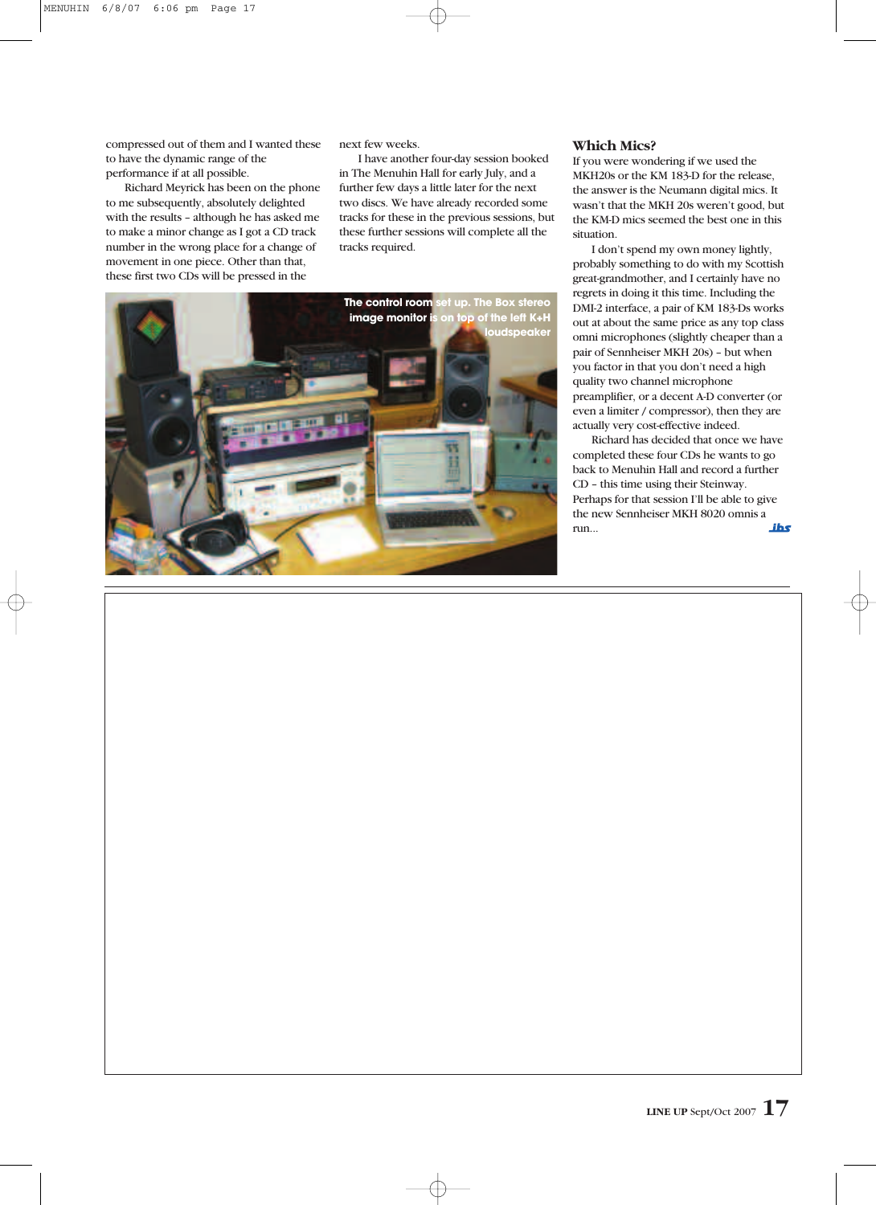compressed out of them and I wanted these to have the dynamic range of the performance if at all possible.

Richard Meyrick has been on the phone to me subsequently, absolutely delighted with the results – although he has asked me to make a minor change as I got a CD track number in the wrong place for a change of movement in one piece. Other than that, these first two CDs will be pressed in the next few weeks.

I have another four-day session booked in The Menuhin Hall for early July, and a further few days a little later for the next two discs. We have already recorded some tracks for these in the previous sessions, but these further sessions will complete all the tracks required.

The control room set up. The Box stereo image monitor is on top of the left K+H loudspeaker

## Which Mics?

If you were wondering if we used the MKH20s or the KM 183-D for the release, the answer is the Neumann digital mics. It wasn't that the MKH 20s weren't good, but the KM-D mics seemed the best one in this situation.

I don't spend my own money lightly, probably something to do with my Scottish great-grandmother, and I certainly have no regrets in doing it this time. Including the DMI-2 interface, a pair of KM 183-Ds works out at about the same price as any top class omni microphones (slightly cheaper than a pair of Sennheiser MKH 20s) – but when you factor in that you don't need a high quality two channel microphone preamplifier, or a decent A-D converter (or even a limiter / compressor), then they are actually very cost-effective indeed.

Richard has decided that once we have completed these four CDs he wants to go back to Menuhin Hall and record a further CD – this time using their Steinway. Perhaps for that session I'll be able to give the new Sennheiser MKH 8020 omnis a run...